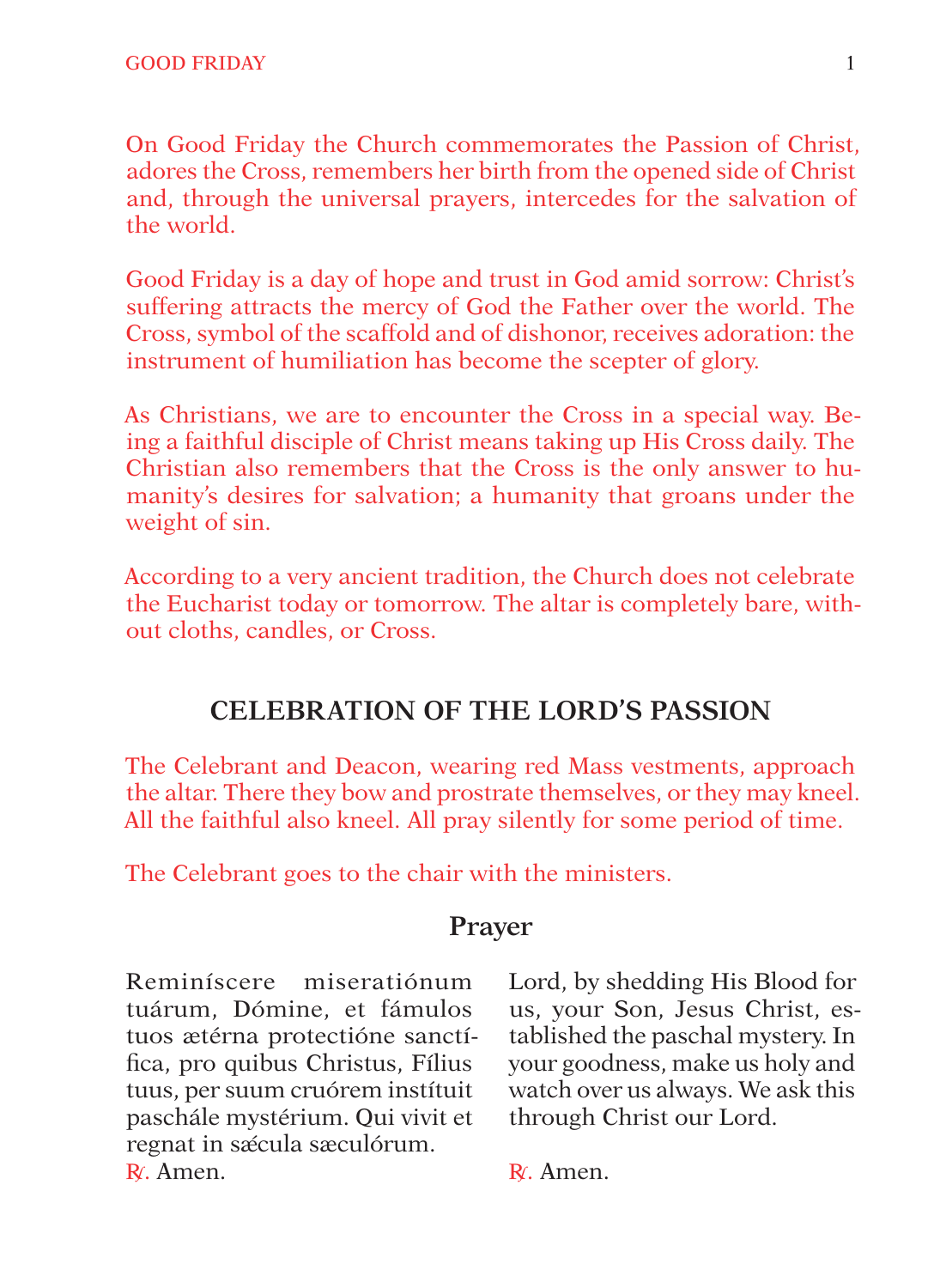On Good Friday the Church commemorates the Passion of Christ, adores the Cross, remembers her birth from the opened side of Christ and, through the universal prayers, intercedes for the salvation of the world.

Good Friday is a day of hope and trust in God amid sorrow: Christ's suffering attracts the mercy of God the Father over the world. The Cross, symbol of the scaffold and of dishonor, receives adoration: the instrument of humiliation has become the scepter of glory.

As Christians, we are to encounter the Cross in a special way. Being a faithful disciple of Christ means taking up His Cross daily. The Christian also remembers that the Cross is the only answer to humanity's desires for salvation; a humanity that groans under the weight of sin.

According to a very ancient tradition, the Church does not celebrate the Eucharist today or tomorrow. The altar is completely bare, without cloths, candles, or Cross.

## CELEBRATION OF THE LORD'S PASSION

The Celebrant and Deacon, wearing red Mass vestments, approach the altar. There they bow and prostrate themselves, or they may kneel. All the faithful also kneel. All pray silently for some period of time.

The Celebrant goes to the chair with the ministers.

### Prayer

Reminíscere miseratiónum tuárum, Dómine, et fámulos tuos ætérna protectióne sanctífica, pro quibus Christus, Fílius tuus, per suum cruórem instítuit paschále mystérium. Qui vivit et regnat in sǽcula sæculórum.
℟. Amen.

Lord, by shedding His Blood for us, your Son, Jesus Christ, established the paschal mystery. In your goodness, make us holy and watch over us always. We ask this through Christ our Lord.

℟. Amen.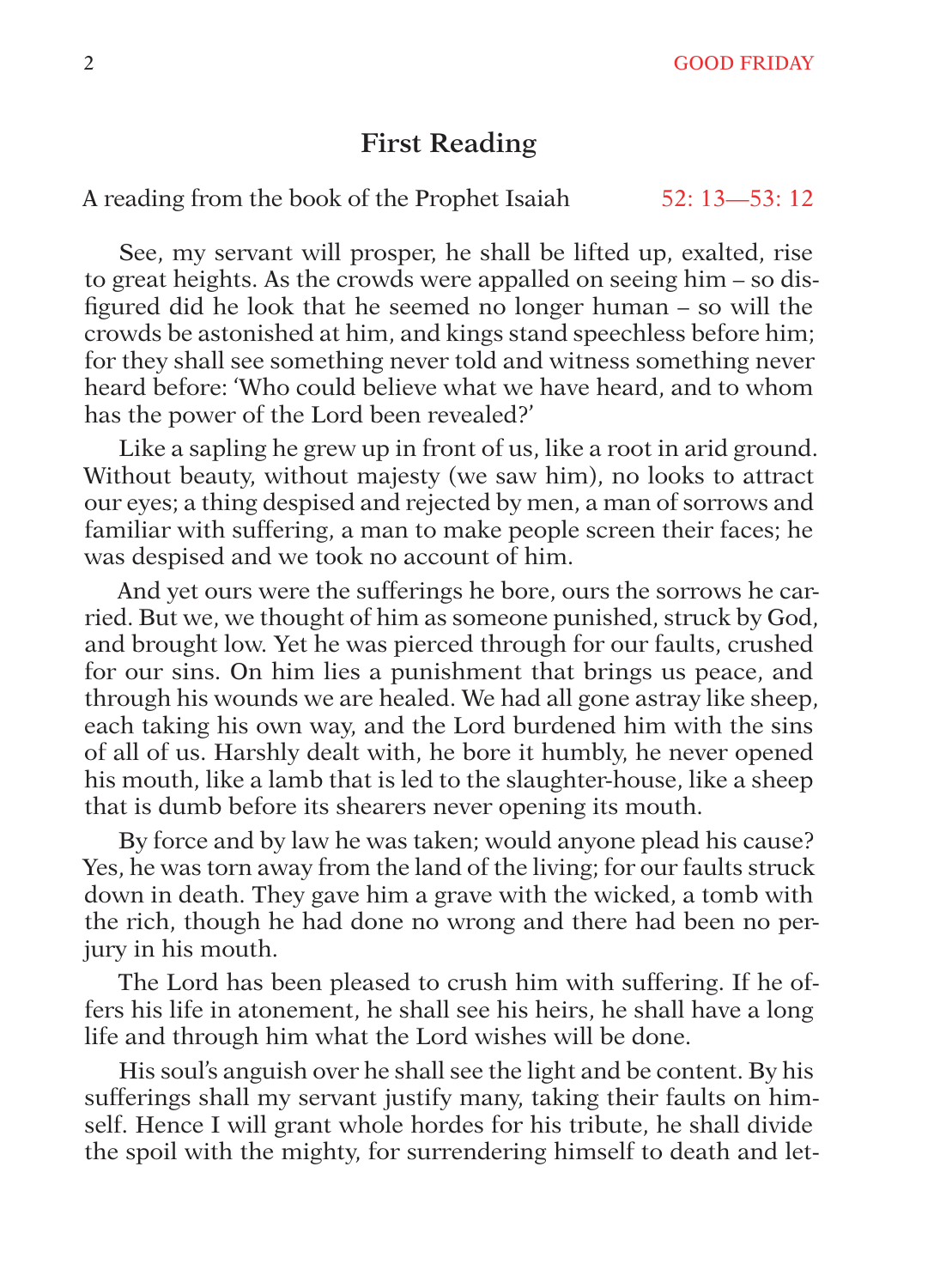## First Reading

A reading from the book of the Prophet Isaiah 52: 13—53: 12

See, my servant will prosper, he shall be lifted up, exalted, rise to great heights. As the crowds were appalled on seeing him – so disfigured did he look that he seemed no longer human – so will the crowds be astonished at him, and kings stand speechless before him; for they shall see something never told and witness something never heard before: 'Who could believe what we have heard, and to whom has the power of the Lord been revealed?'

Like a sapling he grew up in front of us, like a root in arid ground. Without beauty, without majesty (we saw him), no looks to attract our eyes; a thing despised and rejected by men, a man of sorrows and familiar with suffering, a man to make people screen their faces; he was despised and we took no account of him.

And yet ours were the sufferings he bore, ours the sorrows he carried. But we, we thought of him as someone punished, struck by God, and brought low. Yet he was pierced through for our faults, crushed for our sins. On him lies a punishment that brings us peace, and through his wounds we are healed. We had all gone astray like sheep, each taking his own way, and the Lord burdened him with the sins of all of us. Harshly dealt with, he bore it humbly, he never opened his mouth, like a lamb that is led to the slaughter-house, like a sheep that is dumb before its shearers never opening its mouth.

By force and by law he was taken; would anyone plead his cause? Yes, he was torn away from the land of the living; for our faults struck down in death. They gave him a grave with the wicked, a tomb with the rich, though he had done no wrong and there had been no perjury in his mouth.

The Lord has been pleased to crush him with suffering. If he offers his life in atonement, he shall see his heirs, he shall have a long life and through him what the Lord wishes will be done.

His soul's anguish over he shall see the light and be content. By his sufferings shall my servant justify many, taking their faults on himself. Hence I will grant whole hordes for his tribute, he shall divide the spoil with the mighty, for surrendering himself to death and let-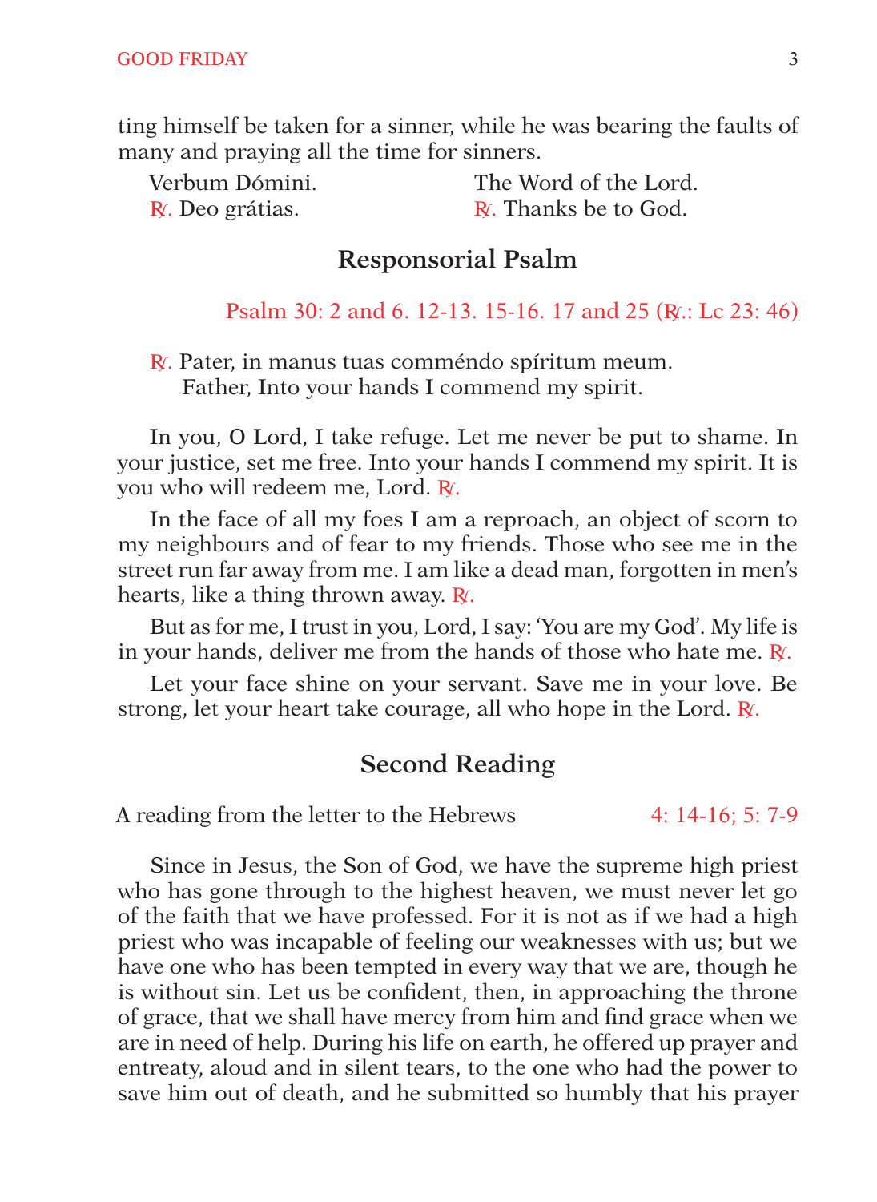ting himself be taken for a sinner, while he was bearing the faults of many and praying all the time for sinners.

| | |
|---|---|
| Verbum Dómini. | The Word of the Lord. |
| ℟. Deo grátias. | ℟. Thanks be to God. |

## Responsorial Psalm

Psalm 30: 2 and 6. 12-13. 15-16. 17 and 25 (℟.: Lc 23: 46)

℟. Pater, in manus tuas comméndo spíritum meum.
Father, Into your hands I commend my spirit.

In you, O Lord, I take refuge. Let me never be put to shame. In your justice, set me free. Into your hands I commend my spirit. It is you who will redeem me, Lord. ℟.

In the face of all my foes I am a reproach, an object of scorn to my neighbours and of fear to my friends. Those who see me in the street run far away from me. I am like a dead man, forgotten in men's hearts, like a thing thrown away. ℟.

But as for me, I trust in you, Lord, I say: 'You are my God'. My life is in your hands, deliver me from the hands of those who hate me. ℟.

Let your face shine on your servant. Save me in your love. Be strong, let your heart take courage, all who hope in the Lord. ℟.

## Second Reading

A reading from the letter to the Hebrews — 4: 14-16; 5: 7-9

Since in Jesus, the Son of God, we have the supreme high priest who has gone through to the highest heaven, we must never let go of the faith that we have professed. For it is not as if we had a high priest who was incapable of feeling our weaknesses with us; but we have one who has been tempted in every way that we are, though he is without sin. Let us be confident, then, in approaching the throne of grace, that we shall have mercy from him and find grace when we are in need of help. During his life on earth, he offered up prayer and entreaty, aloud and in silent tears, to the one who had the power to save him out of death, and he submitted so humbly that his prayer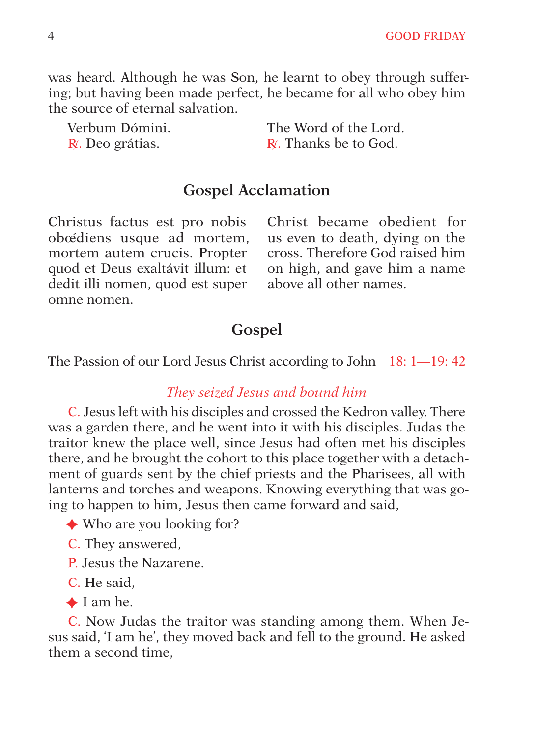was heard. Although he was Son, he learnt to obey through suffering; but having been made perfect, he became for all who obey him the source of eternal salvation.

Verbum Dómini.
℟. Deo grátias.

The Word of the Lord.
℟. Thanks be to God.

## Gospel Acclamation

Christus factus est pro nobis obœ́diens usque ad mortem, mortem autem crucis. Propter quod et Deus exaltávit illum: et dedit illi nomen, quod est super omne nomen.

Christ became obedient for us even to death, dying on the cross. Therefore God raised him on high, and gave him a name above all other names.

## Gospel

The Passion of our Lord Jesus Christ according to John 18: 1—19: 42

*They seized Jesus and bound him*

C. Jesus left with his disciples and crossed the Kedron valley. There was a garden there, and he went into it with his disciples. Judas the traitor knew the place well, since Jesus had often met his disciples there, and he brought the cohort to this place together with a detachment of guards sent by the chief priests and the Pharisees, all with lanterns and torches and weapons. Knowing everything that was going to happen to him, Jesus then came forward and said,

✦ Who are you looking for?

C. They answered,

P. Jesus the Nazarene.

C. He said,

✦ I am he.

C. Now Judas the traitor was standing among them. When Jesus said, 'I am he', they moved back and fell to the ground. He asked them a second time,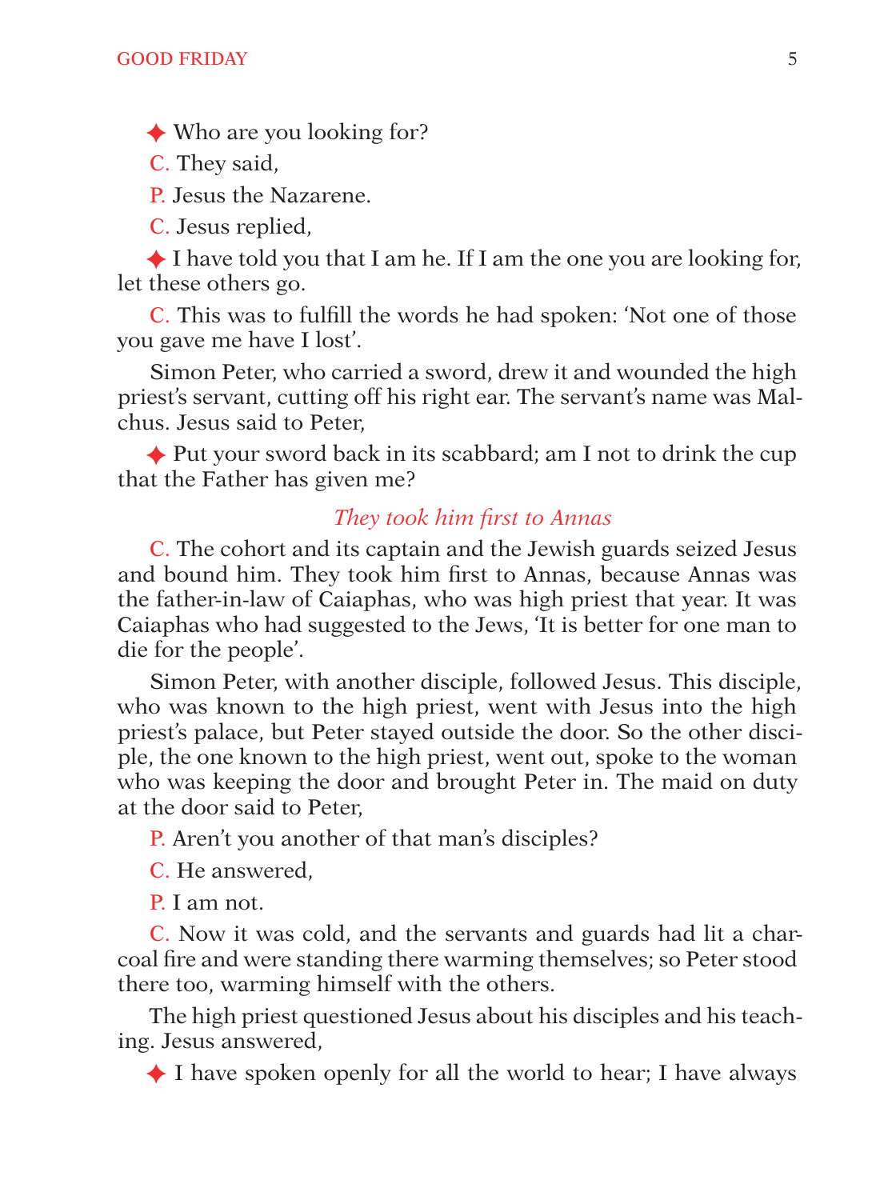✦ Who are you looking for?

C. They said,

P. Jesus the Nazarene.

C. Jesus replied,

✦ I have told you that I am he. If I am the one you are looking for, let these others go.

C. This was to fulfill the words he had spoken: 'Not one of those you gave me have I lost'.

Simon Peter, who carried a sword, drew it and wounded the high priest's servant, cutting off his right ear. The servant's name was Malchus. Jesus said to Peter,

✦ Put your sword back in its scabbard; am I not to drink the cup that the Father has given me?

*They took him first to Annas*

C. The cohort and its captain and the Jewish guards seized Jesus and bound him. They took him first to Annas, because Annas was the father-in-law of Caiaphas, who was high priest that year. It was Caiaphas who had suggested to the Jews, 'It is better for one man to die for the people'.

Simon Peter, with another disciple, followed Jesus. This disciple, who was known to the high priest, went with Jesus into the high priest's palace, but Peter stayed outside the door. So the other disciple, the one known to the high priest, went out, spoke to the woman who was keeping the door and brought Peter in. The maid on duty at the door said to Peter,

P. Aren't you another of that man's disciples?

C. He answered,

P. I am not.

C. Now it was cold, and the servants and guards had lit a charcoal fire and were standing there warming themselves; so Peter stood there too, warming himself with the others.

The high priest questioned Jesus about his disciples and his teaching. Jesus answered,

✦ I have spoken openly for all the world to hear; I have always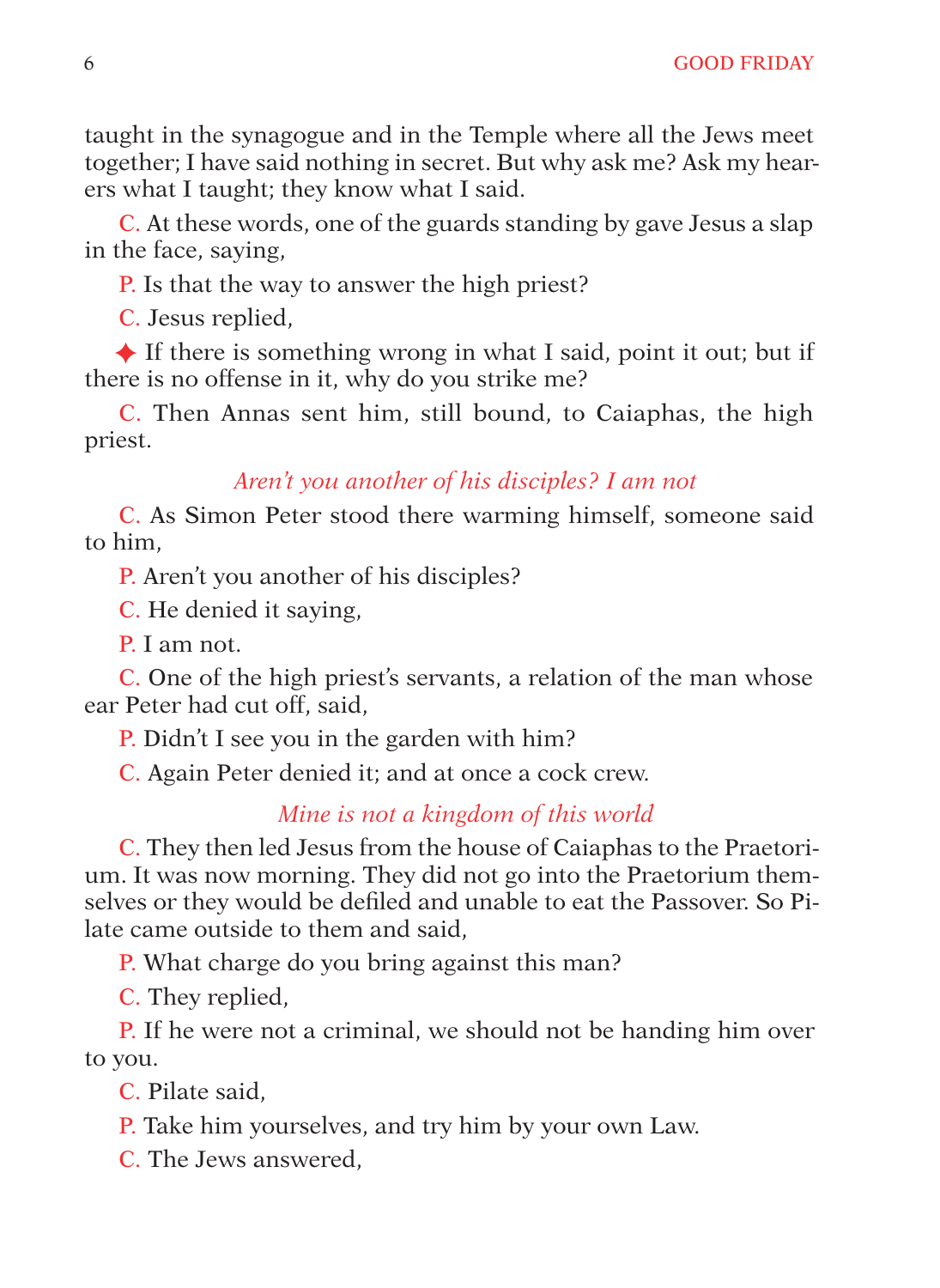taught in the synagogue and in the Temple where all the Jews meet together; I have said nothing in secret. But why ask me? Ask my hearers what I taught; they know what I said.

C. At these words, one of the guards standing by gave Jesus a slap in the face, saying,

P. Is that the way to answer the high priest?

C. Jesus replied,

✦ If there is something wrong in what I said, point it out; but if there is no offense in it, why do you strike me?

C. Then Annas sent him, still bound, to Caiaphas, the high priest.

*Aren't you another of his disciples? I am not*

C. As Simon Peter stood there warming himself, someone said to him,

P. Aren't you another of his disciples?

C. He denied it saying,

P. I am not.

C. One of the high priest's servants, a relation of the man whose ear Peter had cut off, said,

P. Didn't I see you in the garden with him?

C. Again Peter denied it; and at once a cock crew.

*Mine is not a kingdom of this world*

C. They then led Jesus from the house of Caiaphas to the Praetorium. It was now morning. They did not go into the Praetorium themselves or they would be defiled and unable to eat the Passover. So Pilate came outside to them and said,

P. What charge do you bring against this man?

C. They replied,

P. If he were not a criminal, we should not be handing him over to you.

C. Pilate said,

P. Take him yourselves, and try him by your own Law.

C. The Jews answered,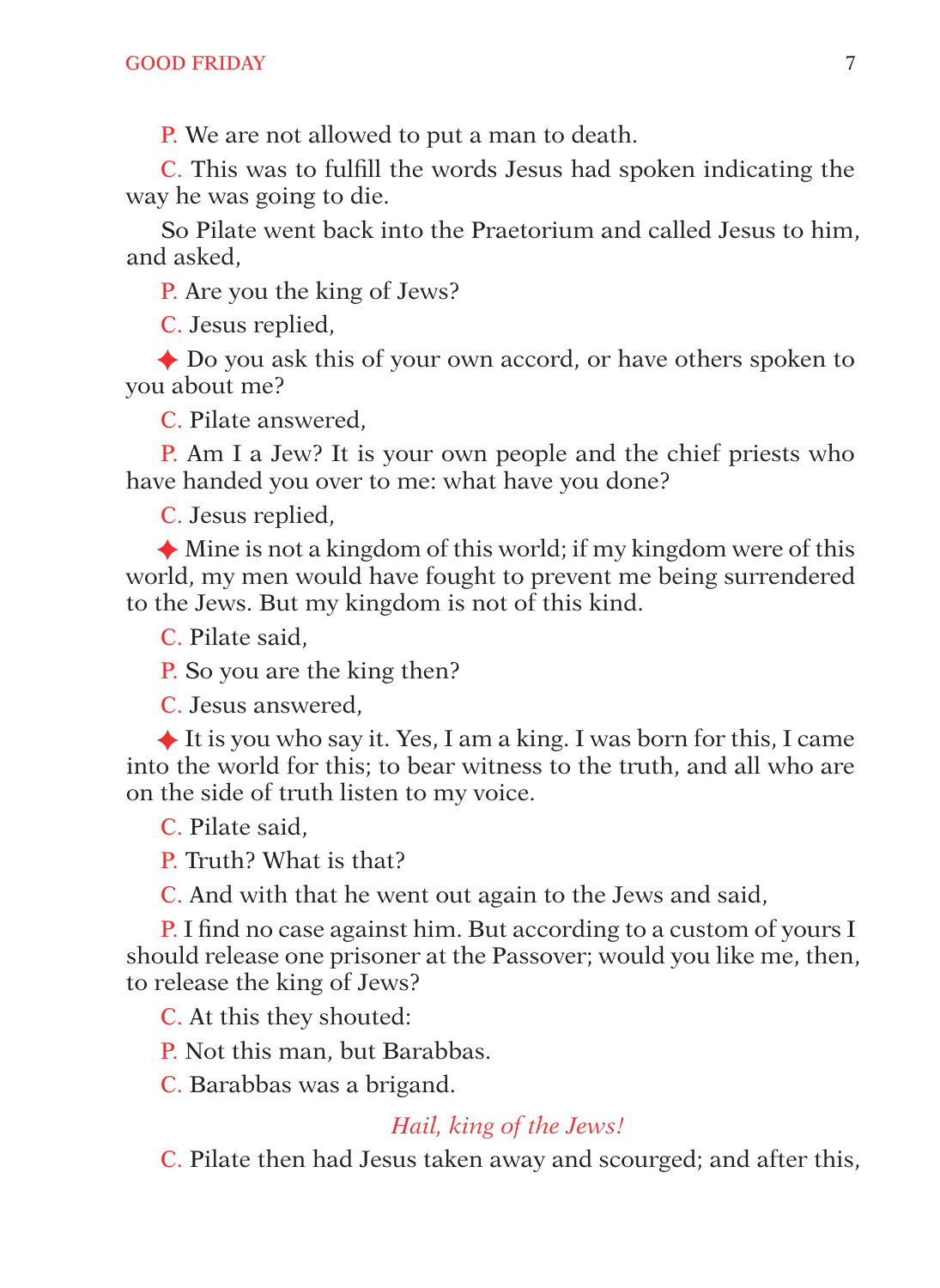P. We are not allowed to put a man to death.

C. This was to fulfill the words Jesus had spoken indicating the way he was going to die.

So Pilate went back into the Praetorium and called Jesus to him, and asked,

P. Are you the king of Jews?

C. Jesus replied,

✦ Do you ask this of your own accord, or have others spoken to you about me?

C. Pilate answered,

P. Am I a Jew? It is your own people and the chief priests who have handed you over to me: what have you done?

C. Jesus replied,

✦ Mine is not a kingdom of this world; if my kingdom were of this world, my men would have fought to prevent me being surrendered to the Jews. But my kingdom is not of this kind.

C. Pilate said,

P. So you are the king then?

C. Jesus answered,

✦ It is you who say it. Yes, I am a king. I was born for this, I came into the world for this; to bear witness to the truth, and all who are on the side of truth listen to my voice.

C. Pilate said,

P. Truth? What is that?

C. And with that he went out again to the Jews and said,

P. I find no case against him. But according to a custom of yours I should release one prisoner at the Passover; would you like me, then, to release the king of Jews?

C. At this they shouted:

P. Not this man, but Barabbas.

C. Barabbas was a brigand.

*Hail, king of the Jews!*

C. Pilate then had Jesus taken away and scourged; and after this,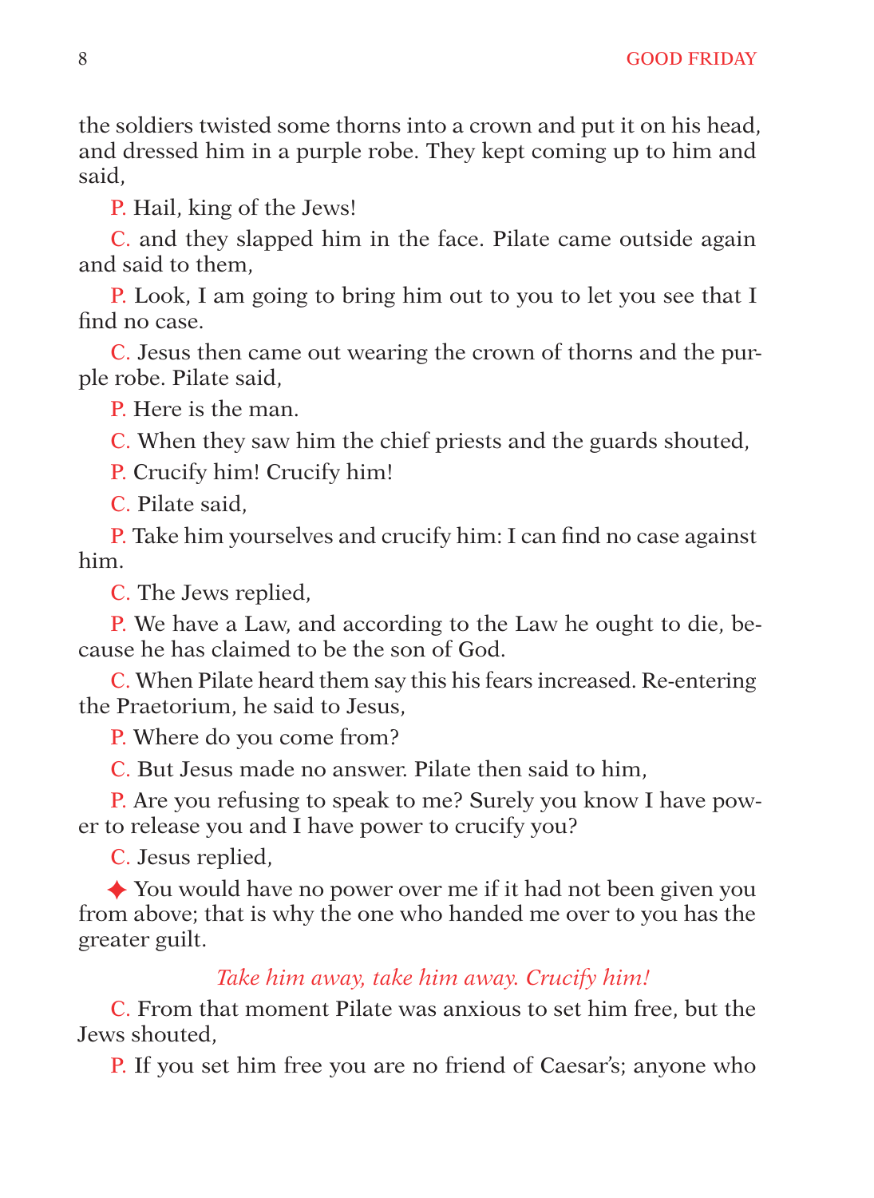the soldiers twisted some thorns into a crown and put it on his head, and dressed him in a purple robe. They kept coming up to him and said,

P. Hail, king of the Jews!

C. and they slapped him in the face. Pilate came outside again and said to them,

P. Look, I am going to bring him out to you to let you see that I find no case.

C. Jesus then came out wearing the crown of thorns and the purple robe. Pilate said,

P. Here is the man.

C. When they saw him the chief priests and the guards shouted,

P. Crucify him! Crucify him!

C. Pilate said,

P. Take him yourselves and crucify him: I can find no case against him.

C. The Jews replied,

P. We have a Law, and according to the Law he ought to die, because he has claimed to be the son of God.

C. When Pilate heard them say this his fears increased. Re-entering the Praetorium, he said to Jesus,

P. Where do you come from?

C. But Jesus made no answer. Pilate then said to him,

P. Are you refusing to speak to me? Surely you know I have power to release you and I have power to crucify you?

C. Jesus replied,

✦ You would have no power over me if it had not been given you from above; that is why the one who handed me over to you has the greater guilt.

*Take him away, take him away. Crucify him!*

C. From that moment Pilate was anxious to set him free, but the Jews shouted,

P. If you set him free you are no friend of Caesar's; anyone who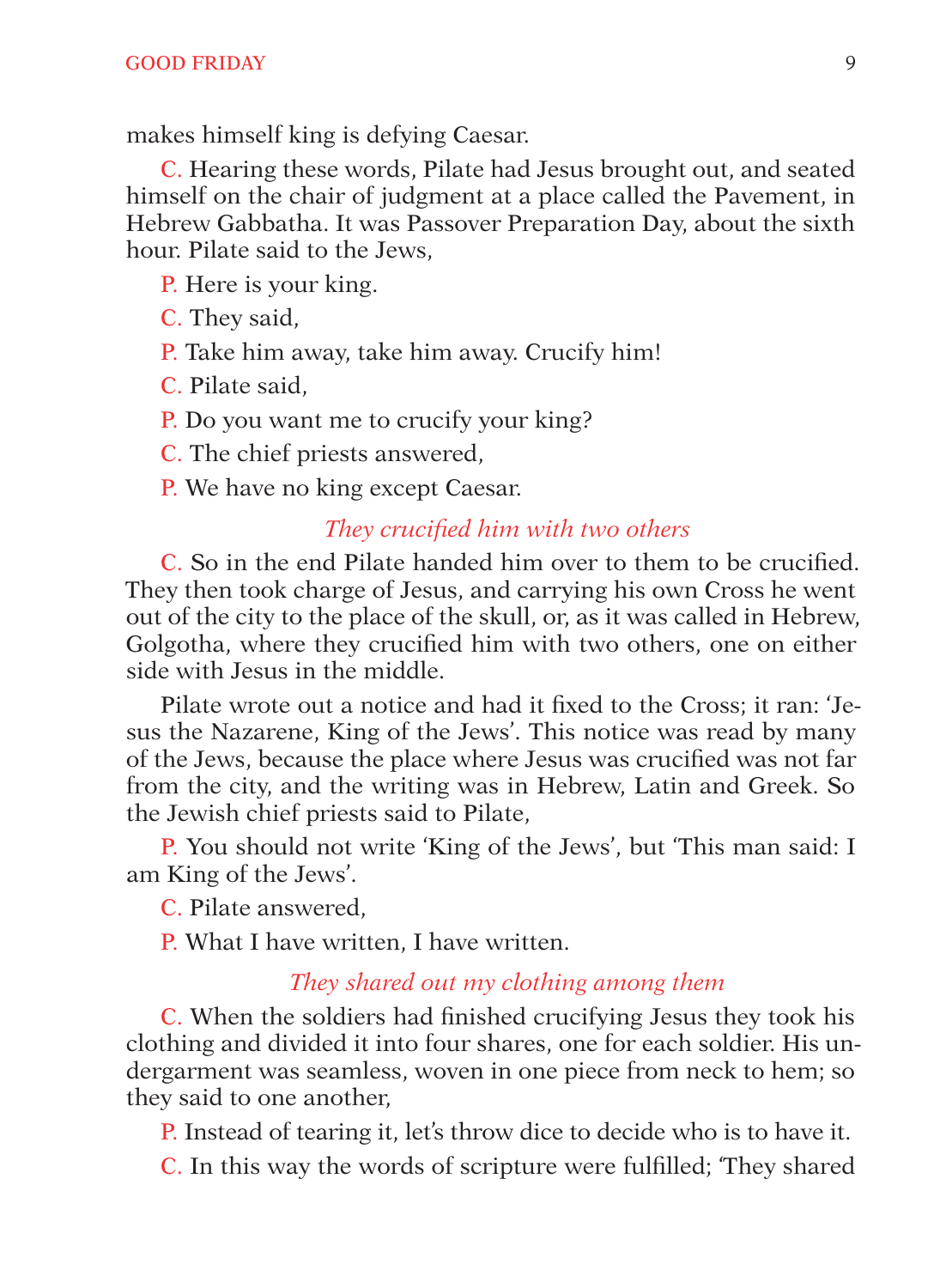makes himself king is defying Caesar.

C. Hearing these words, Pilate had Jesus brought out, and seated himself on the chair of judgment at a place called the Pavement, in Hebrew Gabbatha. It was Passover Preparation Day, about the sixth hour. Pilate said to the Jews,

P. Here is your king.

C. They said,

P. Take him away, take him away. Crucify him!

C. Pilate said,

P. Do you want me to crucify your king?

C. The chief priests answered,

P. We have no king except Caesar.

*They crucified him with two others*

C. So in the end Pilate handed him over to them to be crucified. They then took charge of Jesus, and carrying his own Cross he went out of the city to the place of the skull, or, as it was called in Hebrew, Golgotha, where they crucified him with two others, one on either side with Jesus in the middle.

Pilate wrote out a notice and had it fixed to the Cross; it ran: 'Jesus the Nazarene, King of the Jews'. This notice was read by many of the Jews, because the place where Jesus was crucified was not far from the city, and the writing was in Hebrew, Latin and Greek. So the Jewish chief priests said to Pilate,

P. You should not write 'King of the Jews', but 'This man said: I am King of the Jews'.

C. Pilate answered,

P. What I have written, I have written.

*They shared out my clothing among them*

C. When the soldiers had finished crucifying Jesus they took his clothing and divided it into four shares, one for each soldier. His undergarment was seamless, woven in one piece from neck to hem; so they said to one another,

P. Instead of tearing it, let's throw dice to decide who is to have it.

C. In this way the words of scripture were fulfilled; 'They shared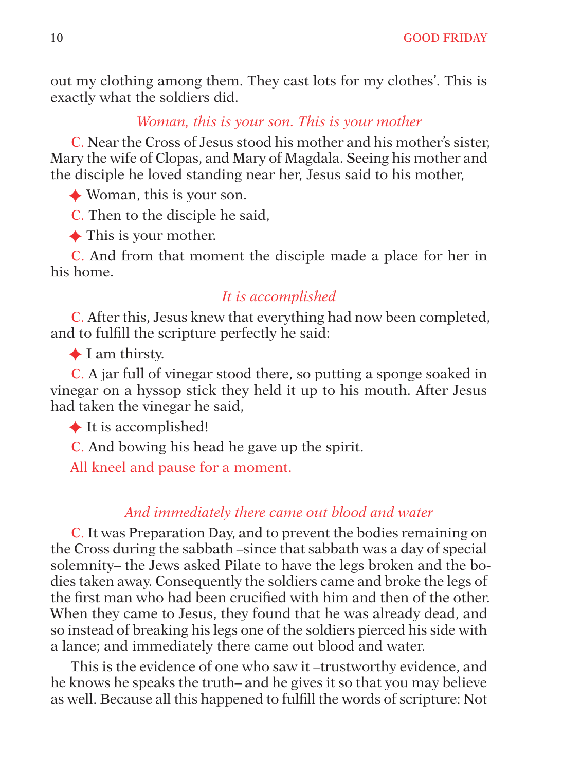out my clothing among them. They cast lots for my clothes'. This is exactly what the soldiers did.

*Woman, this is your son. This is your mother*

C. Near the Cross of Jesus stood his mother and his mother's sister, Mary the wife of Clopas, and Mary of Magdala. Seeing his mother and the disciple he loved standing near her, Jesus said to his mother,

✦ Woman, this is your son.

C. Then to the disciple he said,

✦ This is your mother.

C. And from that moment the disciple made a place for her in his home.

*It is accomplished*

C. After this, Jesus knew that everything had now been completed, and to fulfill the scripture perfectly he said:

✦ I am thirsty.

C. A jar full of vinegar stood there, so putting a sponge soaked in vinegar on a hyssop stick they held it up to his mouth. After Jesus had taken the vinegar he said,

✦ It is accomplished!

C. And bowing his head he gave up the spirit.

All kneel and pause for a moment.

*And immediately there came out blood and water*

C. It was Preparation Day, and to prevent the bodies remaining on the Cross during the sabbath –since that sabbath was a day of special solemnity– the Jews asked Pilate to have the legs broken and the bodies taken away. Consequently the soldiers came and broke the legs of the first man who had been crucified with him and then of the other. When they came to Jesus, they found that he was already dead, and so instead of breaking his legs one of the soldiers pierced his side with a lance; and immediately there came out blood and water.

This is the evidence of one who saw it –trustworthy evidence, and he knows he speaks the truth– and he gives it so that you may believe as well. Because all this happened to fulfill the words of scripture: Not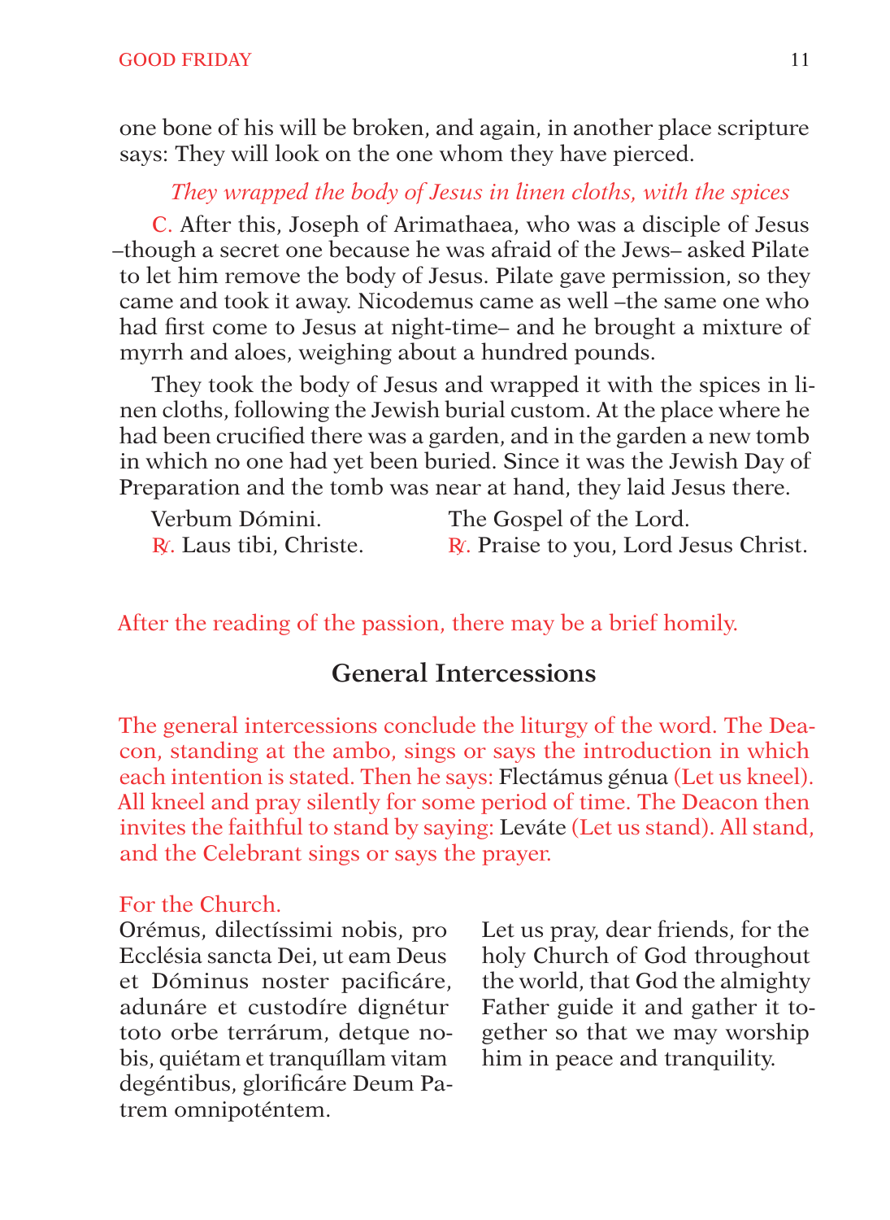one bone of his will be broken, and again, in another place scripture says: They will look on the one whom they have pierced.

*They wrapped the body of Jesus in linen cloths, with the spices*

C. After this, Joseph of Arimathaea, who was a disciple of Jesus –though a secret one because he was afraid of the Jews– asked Pilate to let him remove the body of Jesus. Pilate gave permission, so they came and took it away. Nicodemus came as well –the same one who had first come to Jesus at night-time– and he brought a mixture of myrrh and aloes, weighing about a hundred pounds.

They took the body of Jesus and wrapped it with the spices in linen cloths, following the Jewish burial custom. At the place where he had been crucified there was a garden, and in the garden a new tomb in which no one had yet been buried. Since it was the Jewish Day of Preparation and the tomb was near at hand, they laid Jesus there.

Verbum Dómini.
℟. Laus tibi, Christe.

The Gospel of the Lord.
℟. Praise to you, Lord Jesus Christ.

After the reading of the passion, there may be a brief homily.

## General Intercessions

The general intercessions conclude the liturgy of the word. The Deacon, standing at the ambo, sings or says the introduction in which each intention is stated. Then he says: Flectámus génua (Let us kneel). All kneel and pray silently for some period of time. The Deacon then invites the faithful to stand by saying: Leváte (Let us stand). All stand, and the Celebrant sings or says the prayer.

For the Church.

Orémus, dilectíssimi nobis, pro Ecclésia sancta Dei, ut eam Deus et Dóminus noster pacificáre, adunáre et custodíre dignétur toto orbe terrárum, detque nobis, quiétam et tranquíllam vitam degéntibus, glorificáre Deum Patrem omnipoténtem.

Let us pray, dear friends, for the holy Church of God throughout the world, that God the almighty Father guide it and gather it together so that we may worship him in peace and tranquility.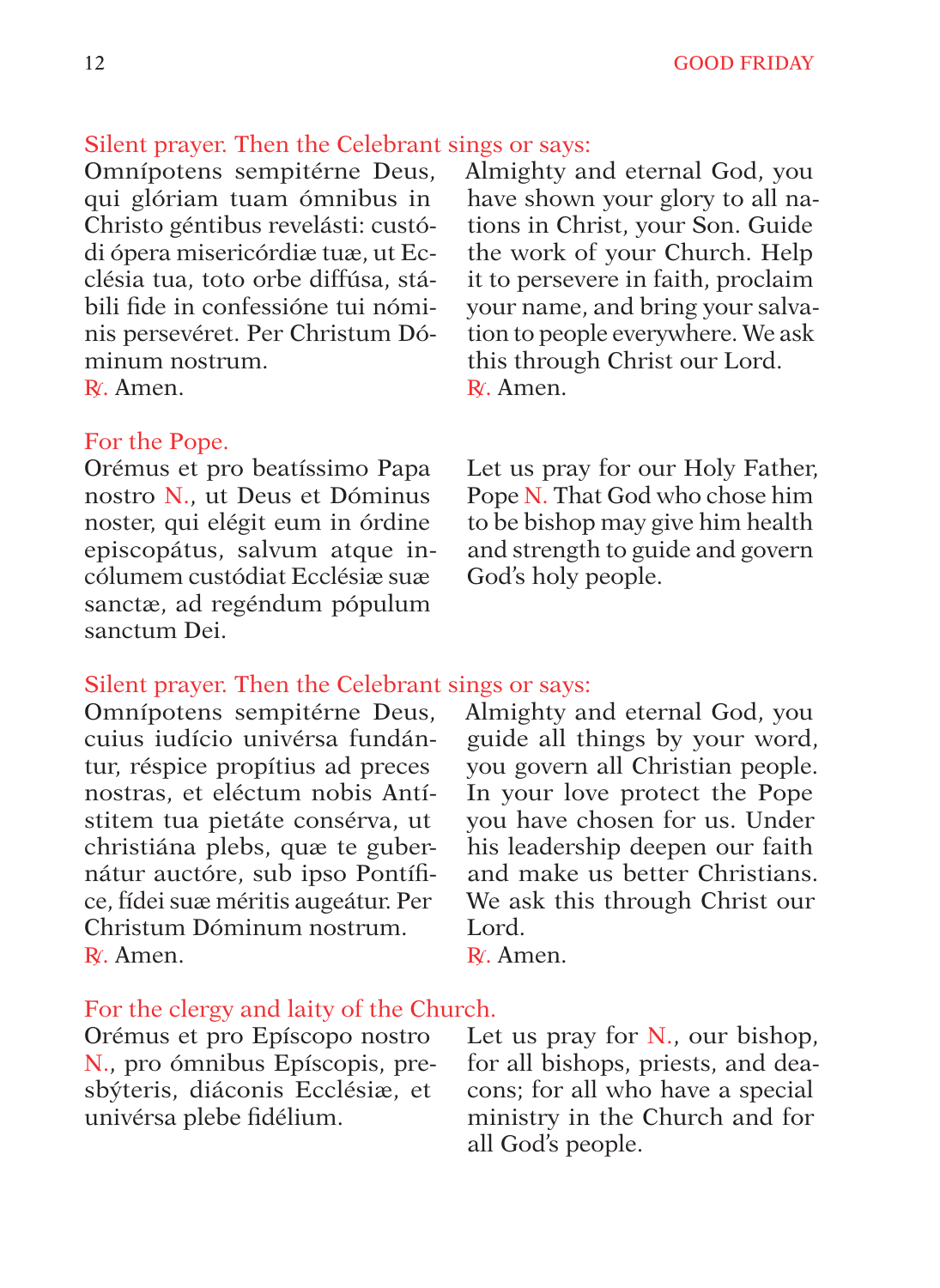*Silent prayer. Then the Celebrant sings or says:*

Omnípotens sempitérne Deus, qui glóriam tuam ómnibus in Christo géntibus revelásti: custódi ópera misericórdiæ tuæ, ut Ecclésia tua, toto orbe diffúsa, stábili fide in confessióne tui nóminis persevéret. Per Christum Dóminum nostrum.
℟. Amen.

Almighty and eternal God, you have shown your glory to all nations in Christ, your Son. Guide the work of your Church. Help it to persevere in faith, proclaim your name, and bring your salvation to people everywhere. We ask this through Christ our Lord.
℟. Amen.

*For the Pope.*

Orémus et pro beatíssimo Papa nostro N., ut Deus et Dóminus noster, qui elégit eum in órdine episcopátus, salvum atque incólumem custódiat Ecclésiæ suæ sanctæ, ad regéndum pópulum sanctum Dei.

Let us pray for our Holy Father, Pope N. That God who chose him to be bishop may give him health and strength to guide and govern God's holy people.

*Silent prayer. Then the Celebrant sings or says:*

Omnípotens sempitérne Deus, cuius iudício univérsa fundántur, réspice propítius ad preces nostras, et eléctum nobis Antístitem tua pietáte consérva, ut christiána plebs, quæ te gubernátur auctóre, sub ipso Pontífice, fídei suæ méritis augeátur. Per Christum Dóminum nostrum.
℟. Amen.

Almighty and eternal God, you guide all things by your word, you govern all Christian people. In your love protect the Pope you have chosen for us. Under his leadership deepen our faith and make us better Christians. We ask this through Christ our Lord.
℟. Amen.

*For the clergy and laity of the Church.*

Orémus et pro Epíscopo nostro N., pro ómnibus Epíscopis, presbýteris, diáconis Ecclésiæ, et univérsa plebe fidélium.

Let us pray for N., our bishop, for all bishops, priests, and deacons; for all who have a special ministry in the Church and for all God's people.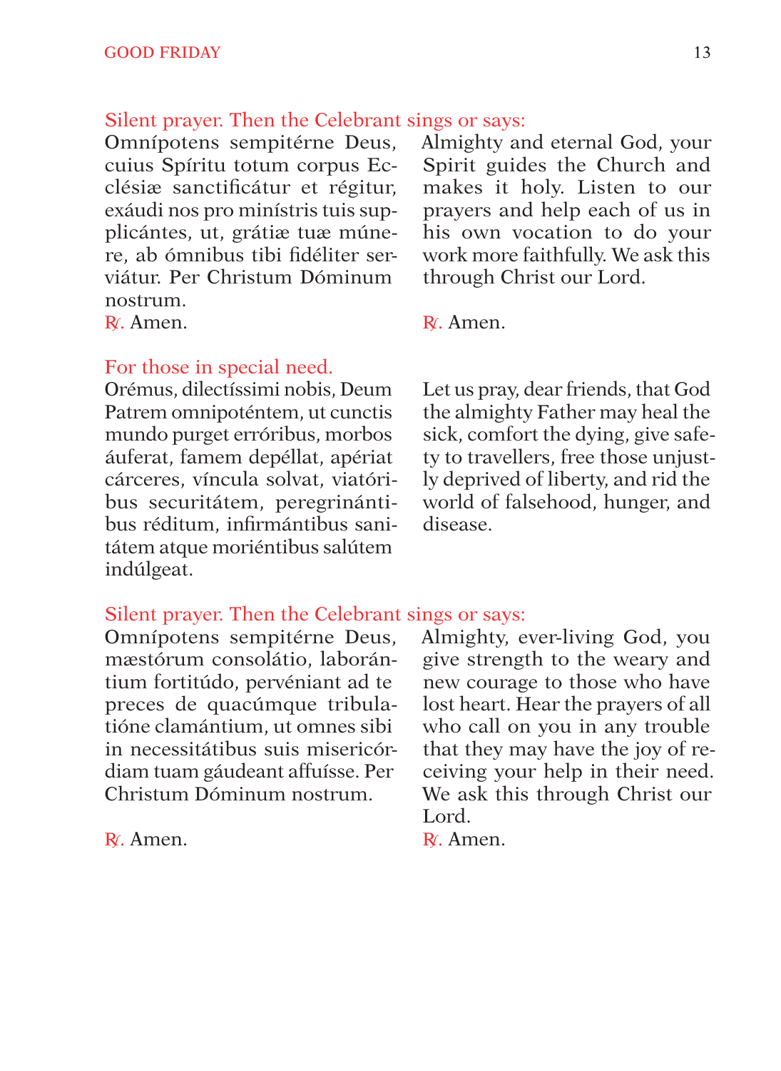*Silent prayer. Then the Celebrant sings or says:*

Omnípotens sempitérne Deus, cuius Spíritu totum corpus Ecclésiæ sanctificátur et régitur, exáudi nos pro minístris tuis supplicántes, ut, grátiæ tuæ múnere, ab ómnibus tibi fidéliter serviátur. Per Christum Dóminum nostrum.

℟. Amen.

Almighty and eternal God, your Spirit guides the Church and makes it holy. Listen to our prayers and help each of us in his own vocation to do your work more faithfully. We ask this through Christ our Lord.

℟. Amen.

*For those in special need.*

Orémus, dilectíssimi nobis, Deum Patrem omnipoténtem, ut cunctis mundo purget erróribus, morbos áuferat, famem depéllat, apériat cárceres, víncula solvat, viatóribus securitátem, peregrinántibus réditum, infirmántibus sanitátem atque moriéntibus salútem indúlgeat.

Let us pray, dear friends, that God the almighty Father may heal the sick, comfort the dying, give safety to travellers, free those unjustly deprived of liberty, and rid the world of falsehood, hunger, and disease.

*Silent prayer. Then the Celebrant sings or says:*

Omnípotens sempitérne Deus, mæstórum consolátio, laborántium fortitúdo, pervéniant ad te preces de quacúmque tribulatióne clamántium, ut omnes sibi in necessitátibus suis misericórdiam tuam gáudeant affuísse. Per Christum Dóminum nostrum.

℟. Amen.

Almighty, ever-living God, you give strength to the weary and new courage to those who have lost heart. Hear the prayers of all who call on you in any trouble that they may have the joy of receiving your help in their need. We ask this through Christ our Lord.

℟. Amen.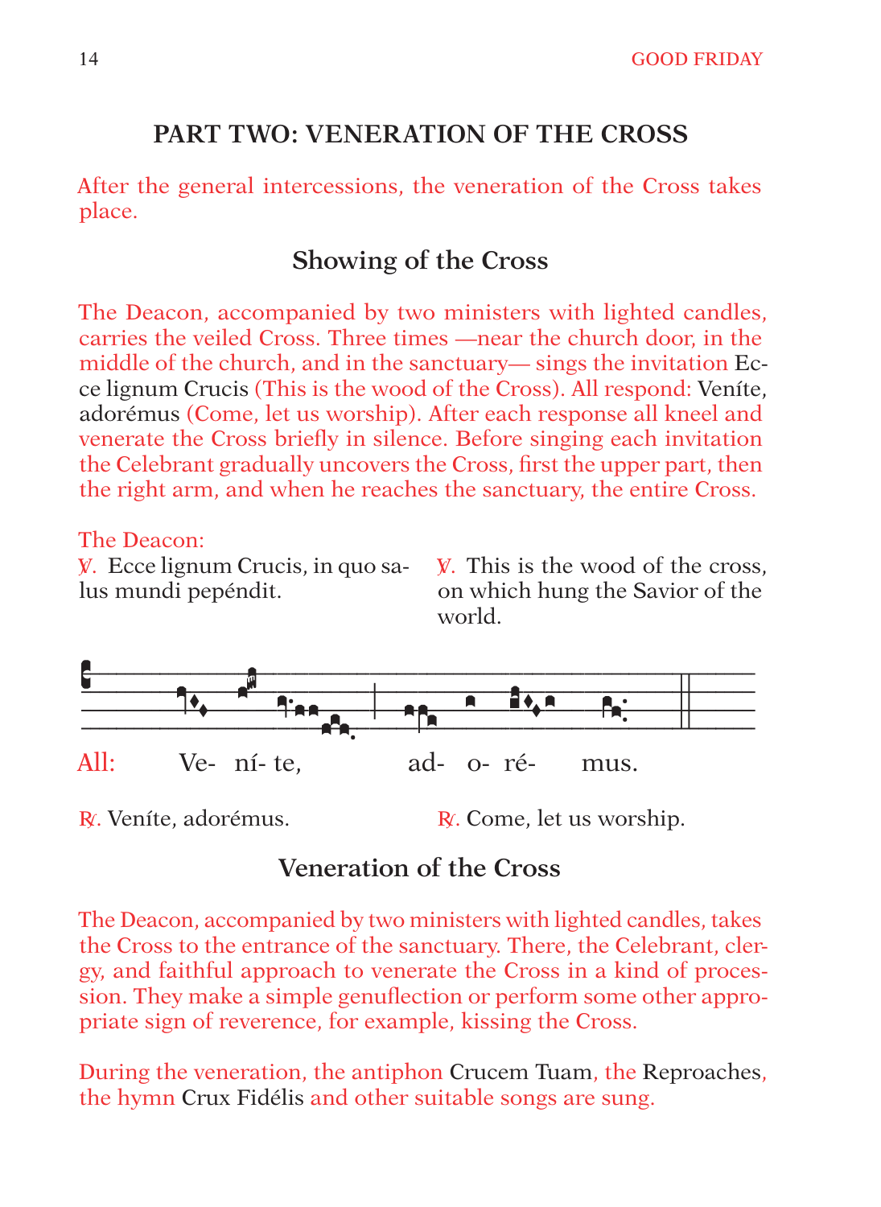## PART TWO: VENERATION OF THE CROSS

After the general intercessions, the veneration of the Cross takes place.

### Showing of the Cross

The Deacon, accompanied by two ministers with lighted candles, carries the veiled Cross. Three times —near the church door, in the middle of the church, and in the sanctuary— sings the invitation Ecce lignum Crucis (This is the wood of the Cross). All respond: Veníte, adorémus (Come, let us worship). After each response all kneel and venerate the Cross briefly in silence. Before singing each invitation the Celebrant gradually uncovers the Cross, first the upper part, then the right arm, and when he reaches the sanctuary, the entire Cross.

The Deacon:

℣. Ecce lignum Crucis, in quo salus mundi pepéndit.

℣. This is the wood of the cross, on which hung the Savior of the world.

All: Ve- ní- te, ad- o- ré- mus.

℟. Veníte, adorémus.

℟. Come, let us worship.

### Veneration of the Cross

The Deacon, accompanied by two ministers with lighted candles, takes the Cross to the entrance of the sanctuary. There, the Celebrant, clergy, and faithful approach to venerate the Cross in a kind of procession. They make a simple genuflection or perform some other appropriate sign of reverence, for example, kissing the Cross.

During the veneration, the antiphon Crucem Tuam, the Reproaches, the hymn Crux Fidélis and other suitable songs are sung.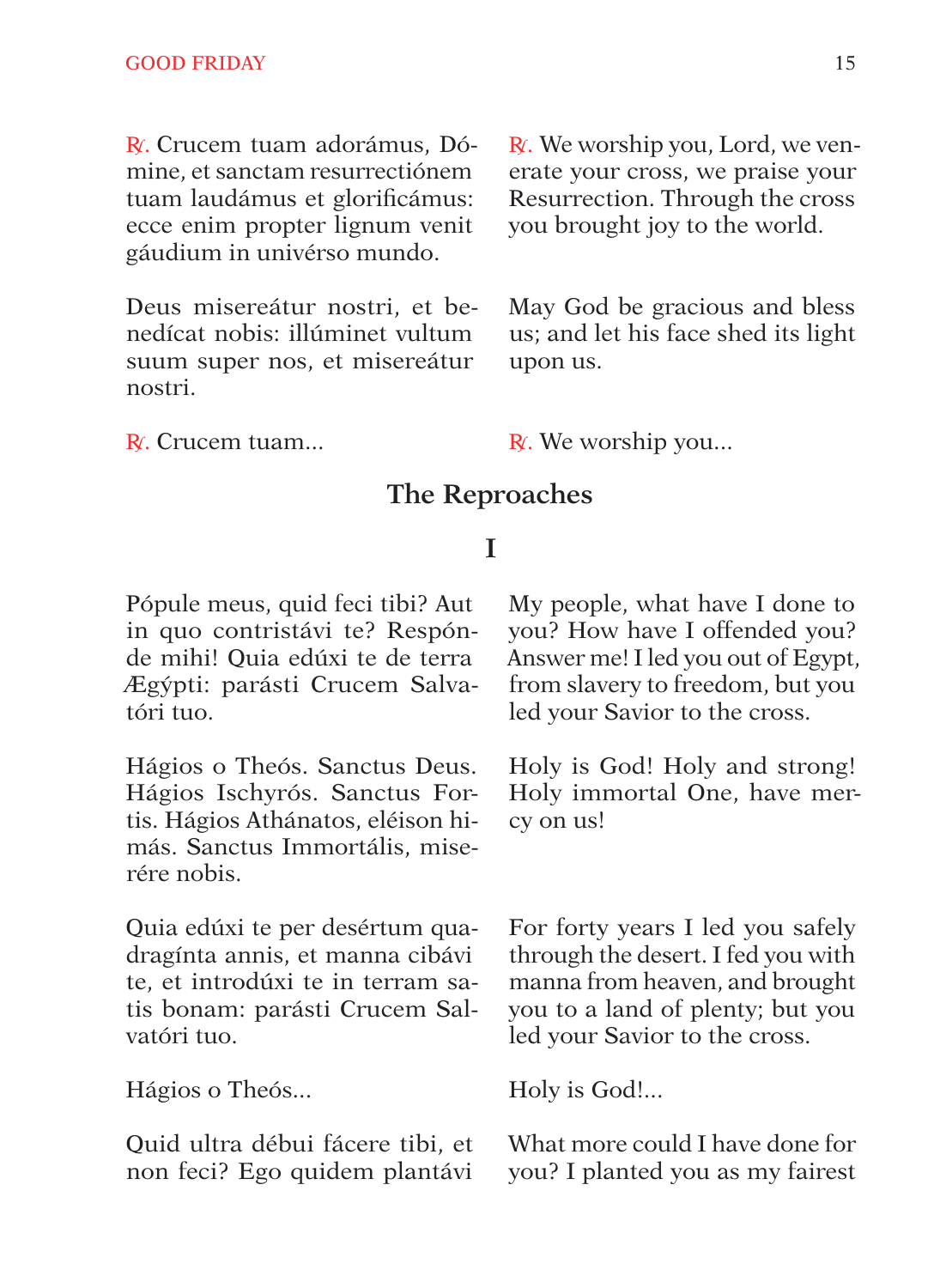℟. Crucem tuam adorámus, Dómine, et sanctam resurrectiónem tuam laudámus et glorificámus: ecce enim propter lignum venit gáudium in univérso mundo.

℟. We worship you, Lord, we venerate your cross, we praise your Resurrection. Through the cross you brought joy to the world.

Deus misereátur nostri, et benedícat nobis: illúminet vultum suum super nos, et misereátur nostri.

May God be gracious and bless us; and let his face shed its light upon us.

℟. Crucem tuam...

℟. We worship you...

## The Reproaches

### I

Pópule meus, quid feci tibi? Aut in quo contristávi te? Respónde mihi! Quia edúxi te de terra Ægýpti: parásti Crucem Salvatóri tuo.

My people, what have I done to you? How have I offended you? Answer me! I led you out of Egypt, from slavery to freedom, but you led your Savior to the cross.

Hágios o Theós. Sanctus Deus. Hágios Ischyrós. Sanctus Fortis. Hágios Athánatos, eléison himás. Sanctus Immortális, miserére nobis.

Holy is God! Holy and strong! Holy immortal One, have mercy on us!

Quia edúxi te per desértum quadragínta annis, et manna cibávi te, et introdúxi te in terram satis bonam: parásti Crucem Salvatóri tuo.

For forty years I led you safely through the desert. I fed you with manna from heaven, and brought you to a land of plenty; but you led your Savior to the cross.

Hágios o Theós...

Holy is God!...

Quid ultra débui fácere tibi, et non feci? Ego quidem plantávi

What more could I have done for you? I planted you as my fairest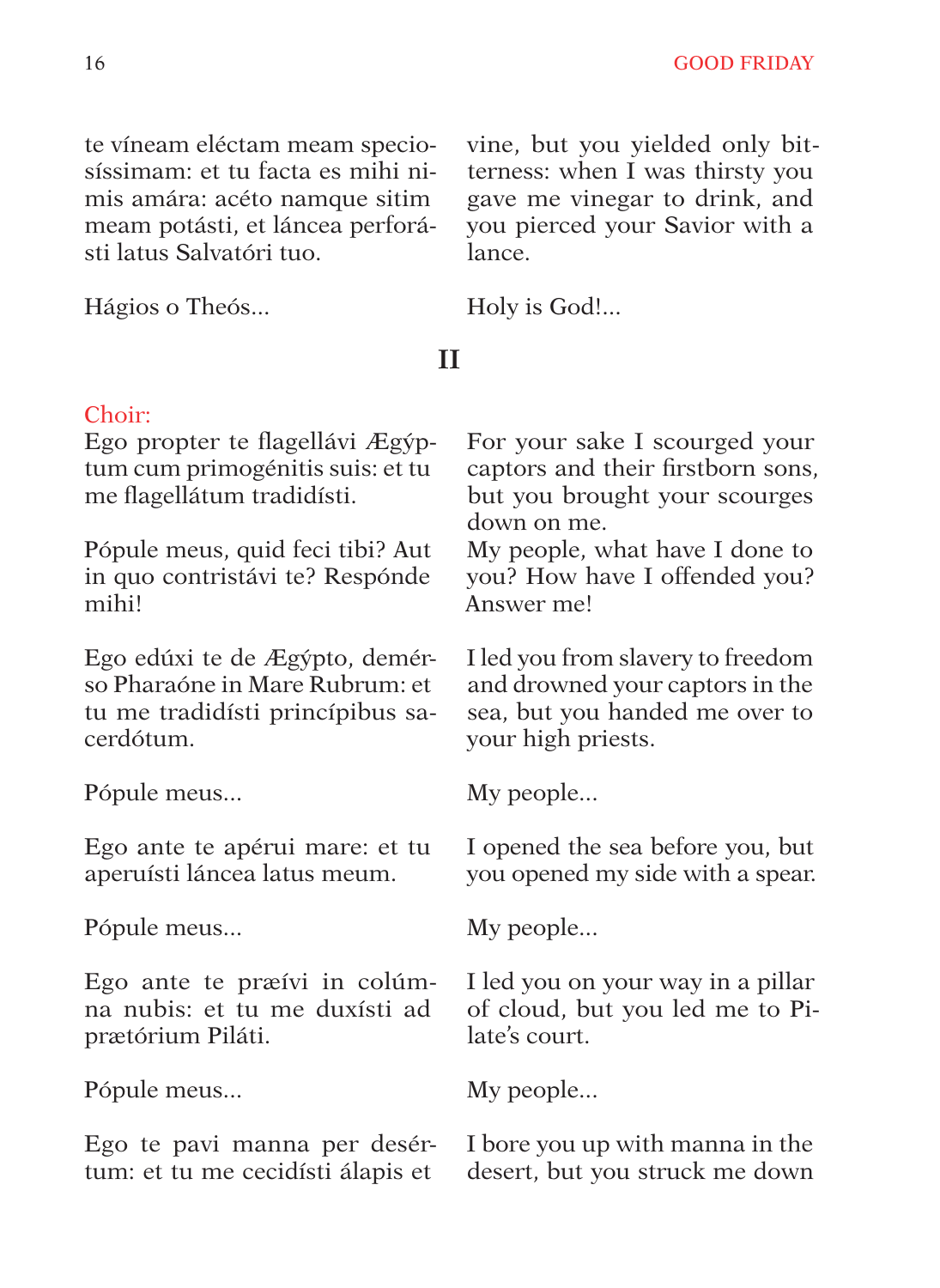te víneam eléctam meam speciosíssimam: et tu facta es mihi nimis amára: acéto namque sitim meam potásti, et láncea perforásti latus Salvatóri tuo.

vine, but you yielded only bitterness: when I was thirsty you gave me vinegar to drink, and you pierced your Savior with a lance.

Hágios o Theós...

Holy is God!...

## II

Choir:

Ego propter te flagellávi Ægýptum cum primogénitis suis: et tu me flagellátum tradidísti.

For your sake I scourged your captors and their firstborn sons, but you brought your scourges down on me.

Pópule meus, quid feci tibi? Aut in quo contristávi te? Respónde mihi!

My people, what have I done to you? How have I offended you? Answer me!

Ego edúxi te de Ægýpto, demérso Pharaóne in Mare Rubrum: et tu me tradidísti princípibus sacerdótum.

I led you from slavery to freedom and drowned your captors in the sea, but you handed me over to your high priests.

Pópule meus...

My people...

Ego ante te apérui mare: et tu aperuísti láncea latus meum.

I opened the sea before you, but you opened my side with a spear.

Pópule meus...

My people...

Ego ante te præívi in colúmna nubis: et tu me duxísti ad prætórium Piláti.

I led you on your way in a pillar of cloud, but you led me to Pilate's court.

Pópule meus...

My people...

Ego te pavi manna per desértum: et tu me cecidísti álapis et

I bore you up with manna in the desert, but you struck me down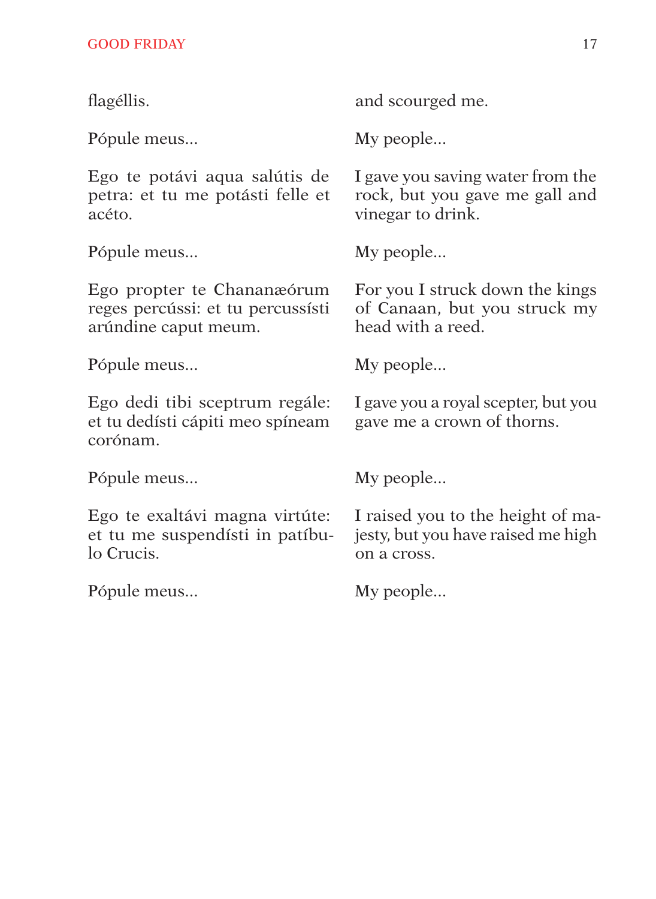| | |
|---|---|
| flagéllis. | and scourged me. |
| Pópule meus... | My people... |
| Ego te potávi aqua salútis de petra: et tu me potásti felle et acéto. | I gave you saving water from the rock, but you gave me gall and vinegar to drink. |
| Pópule meus... | My people... |
| Ego propter te Chananæórum reges percússi: et tu percussísti arúndine caput meum. | For you I struck down the kings of Canaan, but you struck my head with a reed. |
| Pópule meus... | My people... |
| Ego dedi tibi sceptrum regále: et tu dedísti cápiti meo spíneam corónam. | I gave you a royal scepter, but you gave me a crown of thorns. |
| Pópule meus... | My people... |
| Ego te exaltávi magna virtúte: et tu me suspendísti in patíbulo Crucis. | I raised you to the height of majesty, but you have raised me high on a cross. |
| Pópule meus... | My people... |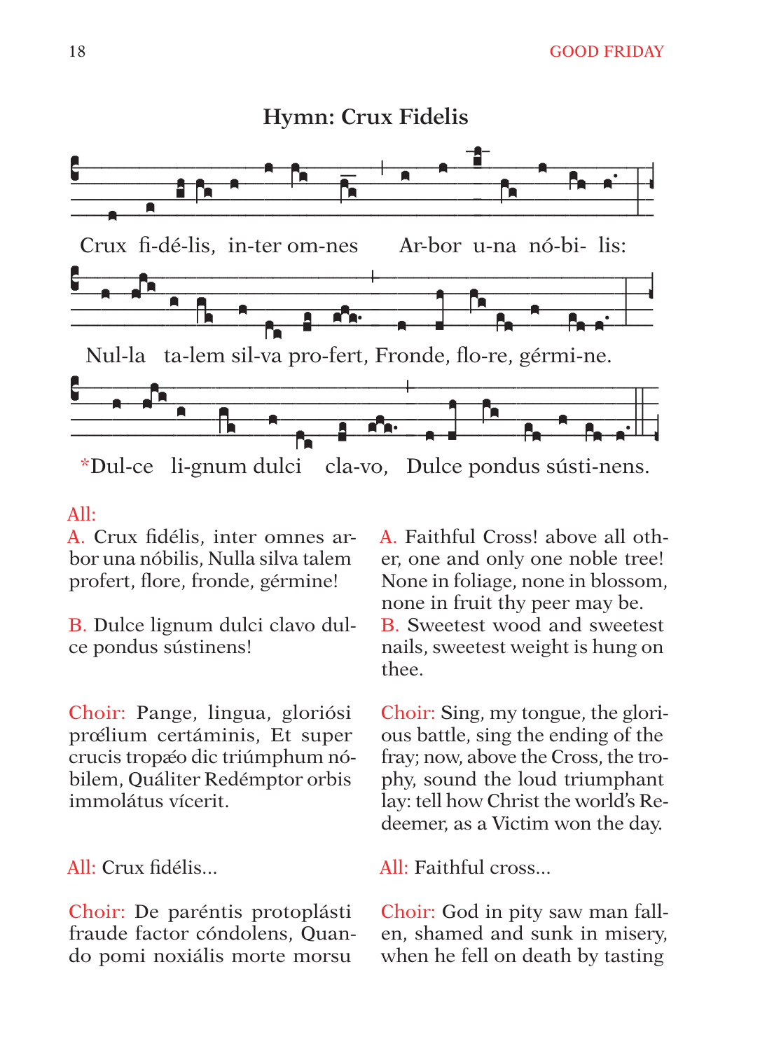## Hymn: Crux Fidelis

Crux fi-dé-lis, in-ter om-nes Ar-bor u-na nó-bi- lis:

Nul-la ta-lem sil-va pro-fert, Fronde, flo-re, gérmi-ne.

*Dul-ce li-gnum dulci cla-vo, Dulce pondus sústi-nens.

All:

A. Crux fidélis, inter omnes arbor una nóbilis, Nulla silva talem profert, flore, fronde, gérmine!

B. Dulce lignum dulci clavo dulce pondus sústinens!

A. Faithful Cross! above all other, one and only one noble tree! None in foliage, none in blossom, none in fruit thy peer may be.

B. Sweetest wood and sweetest nails, sweetest weight is hung on thee.

Choir: Pange, lingua, gloriósi prœ́lium certáminis, Et super crucis tropǽo dic triúmphum nóbilem, Quáliter Redémptor orbis immolátus vícerit.

Choir: Sing, my tongue, the glorious battle, sing the ending of the fray; now, above the Cross, the trophy, sound the loud triumphant lay: tell how Christ the world's Redeemer, as a Victim won the day.

All: Crux fidélis...

All: Faithful cross...

Choir: De paréntis protoplásti fraude factor cóndolens, Quando pomi noxiális morte morsu

Choir: God in pity saw man fallen, shamed and sunk in misery, when he fell on death by tasting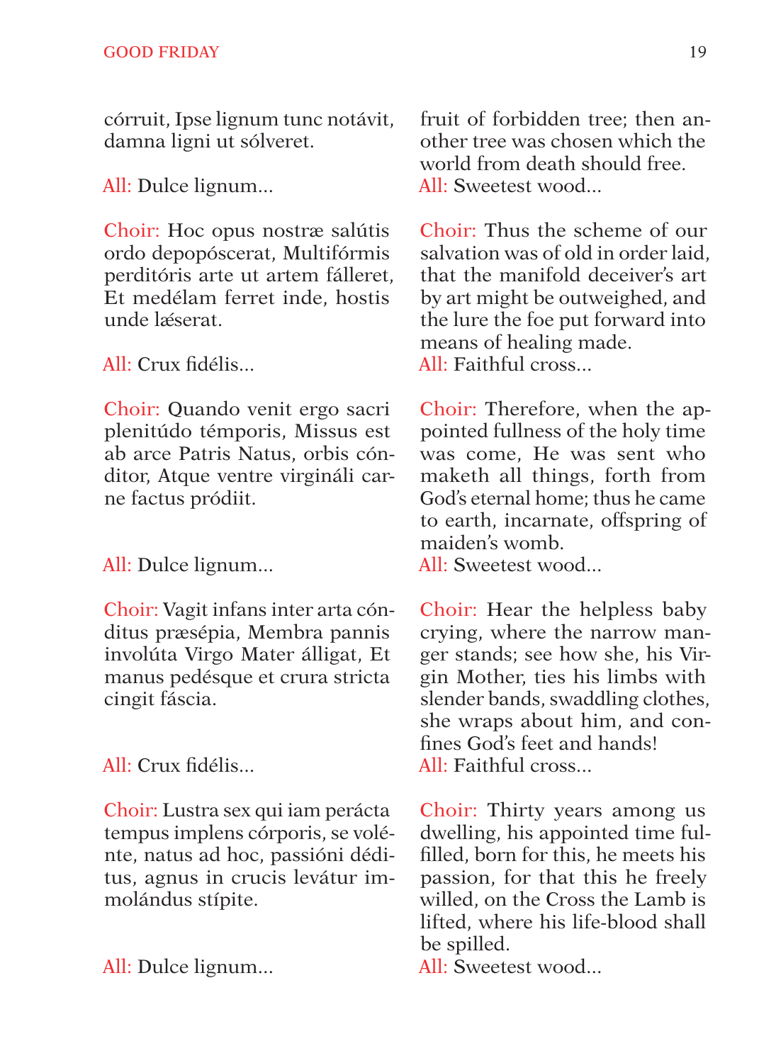córruit, Ipse lignum tunc notávit, damna ligni ut sólveret.

All: Dulce lignum...

Choir: Hoc opus nostræ salútis ordo depopóscerat, Multifórmis perditóris arte ut artem fálleret, Et medélam ferret inde, hostis unde læserat.

All: Crux fidélis...

Choir: Quando venit ergo sacri plenitúdo témporis, Missus est ab arce Patris Natus, orbis cónditor, Atque ventre virgináli carne factus pródiit.

All: Dulce lignum...

Choir: Vagit infans inter arta cónditus præsépia, Membra pannis involúta Virgo Mater álligat, Et manus pedésque et crura stricta cingit fáscia.

All: Crux fidélis...

Choir: Lustra sex qui iam perácta tempus implens córporis, se volénte, natus ad hoc, passióni déditus, agnus in crucis levátur immolándus stípite.

All: Dulce lignum...

fruit of forbidden tree; then another tree was chosen which the world from death should free.

All: Sweetest wood...

Choir: Thus the scheme of our salvation was of old in order laid, that the manifold deceiver's art by art might be outweighed, and the lure the foe put forward into means of healing made.

All: Faithful cross...

Choir: Therefore, when the appointed fullness of the holy time was come, He was sent who maketh all things, forth from God's eternal home; thus he came to earth, incarnate, offspring of maiden's womb.

All: Sweetest wood...

Choir: Hear the helpless baby crying, where the narrow manger stands; see how she, his Virgin Mother, ties his limbs with slender bands, swaddling clothes, she wraps about him, and confines God's feet and hands!

All: Faithful cross...

Choir: Thirty years among us dwelling, his appointed time fulfilled, born for this, he meets his passion, for that this he freely willed, on the Cross the Lamb is lifted, where his life-blood shall be spilled.

All: Sweetest wood...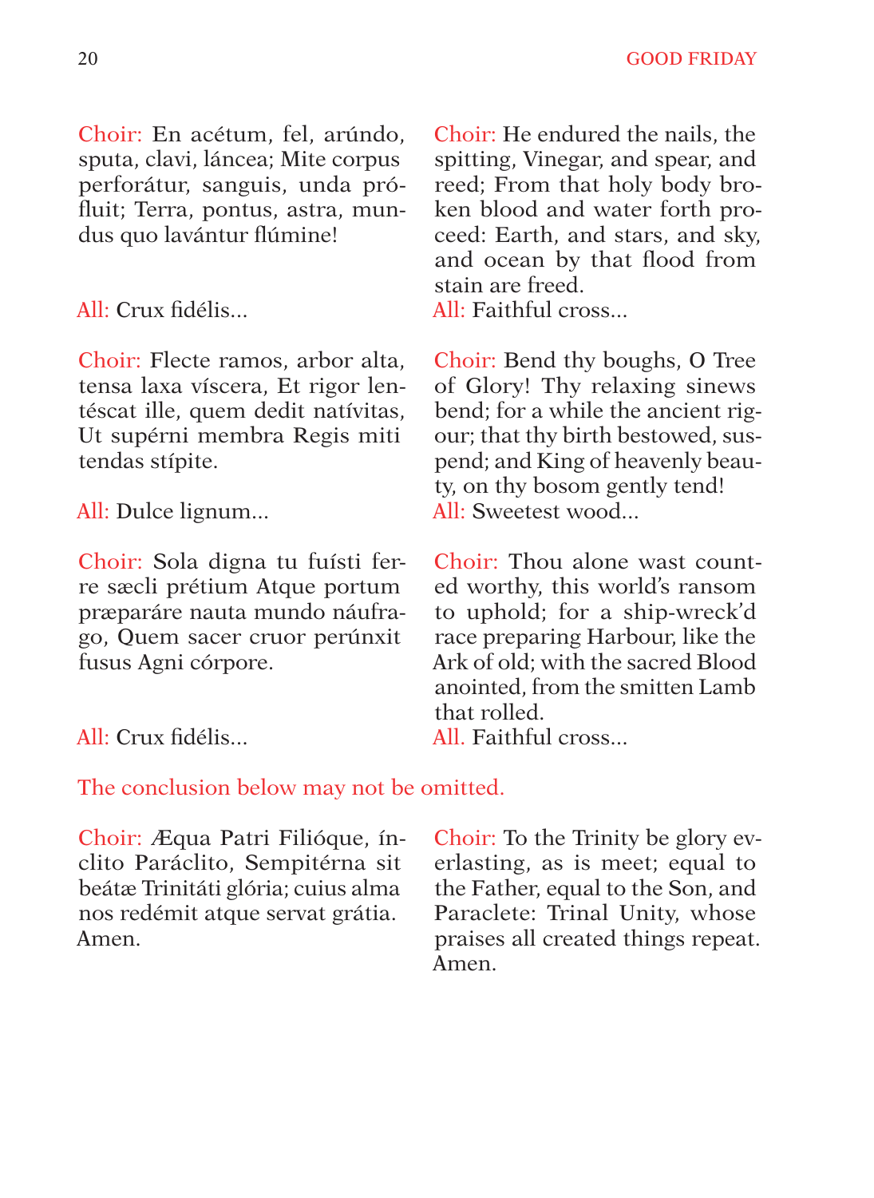Choir: En acétum, fel, arúndo, sputa, clavi, láncea; Mite corpus perforátur, sanguis, unda prófluit; Terra, pontus, astra, mundus quo lavántur flúmine!

All: Crux fidélis...

Choir: He endured the nails, the spitting, Vinegar, and spear, and reed; From that holy body broken blood and water forth proceed: Earth, and stars, and sky, and ocean by that flood from stain are freed.

All: Faithful cross...

Choir: Flecte ramos, arbor alta, tensa laxa víscera, Et rigor lentéscat ille, quem dedit natívitas, Ut supérni membra Regis miti tendas stípite.

All: Dulce lignum...

Choir: Bend thy boughs, O Tree of Glory! Thy relaxing sinews bend; for a while the ancient rigour; that thy birth bestowed, suspend; and King of heavenly beauty, on thy bosom gently tend!

All: Sweetest wood...

Choir: Sola digna tu fuísti ferre sæcli prétium Atque portum præparáre nauta mundo náufrago, Quem sacer cruor perúnxit fusus Agni córpore.

All: Crux fidélis...

Choir: Thou alone wast counted worthy, this world's ransom to uphold; for a ship-wreck'd race preparing Harbour, like the Ark of old; with the sacred Blood anointed, from the smitten Lamb that rolled.

All. Faithful cross...

The conclusion below may not be omitted.

Choir: Æqua Patri Filióque, ínclito Paráclito, Sempitérna sit beátæ Trinitáti glória; cuius alma nos redémit atque servat grátia. Amen.

Choir: To the Trinity be glory everlasting, as is meet; equal to the Father, equal to the Son, and Paraclete: Trinal Unity, whose praises all created things repeat. Amen.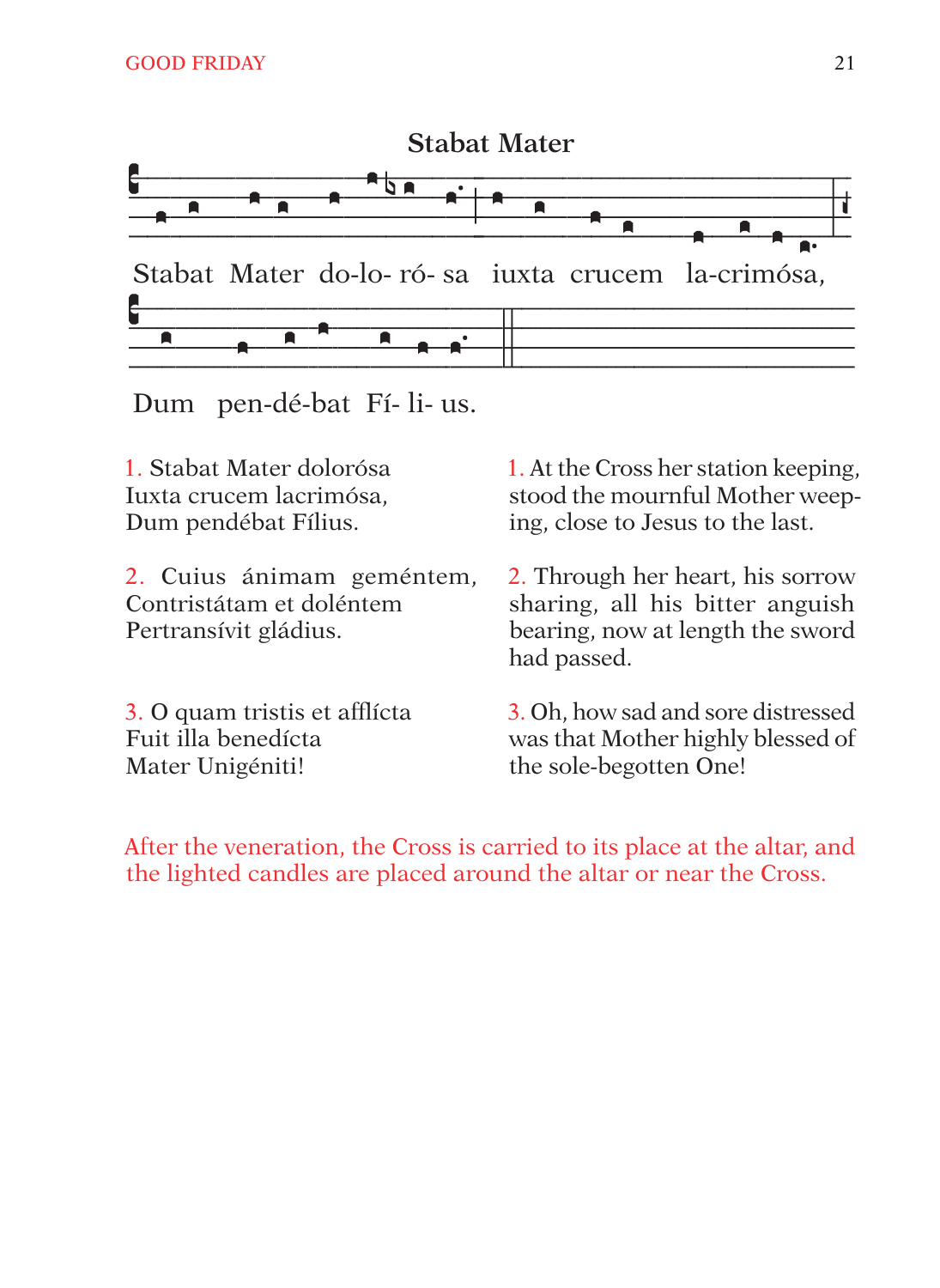## Stabat Mater

Stabat Mater do-lo- ró- sa iuxta crucem la-crimósa,

Dum pen-dé-bat Fí- li- us.

1. Stabat Mater dolorósa
Iuxta crucem lacrimósa,
Dum pendébat Fílius.

1. At the Cross her station keeping, stood the mournful Mother weeping, close to Jesus to the last.

2. Cuius ánimam geméntem,
Contristátam et doléntem
Pertransívit gládius.

2. Through her heart, his sorrow sharing, all his bitter anguish bearing, now at length the sword had passed.

3. O quam tristis et afflícta
Fuit illa benedícta
Mater Unigéniti!

3. Oh, how sad and sore distressed was that Mother highly blessed of the sole-begotten One!

After the veneration, the Cross is carried to its place at the altar, and the lighted candles are placed around the altar or near the Cross.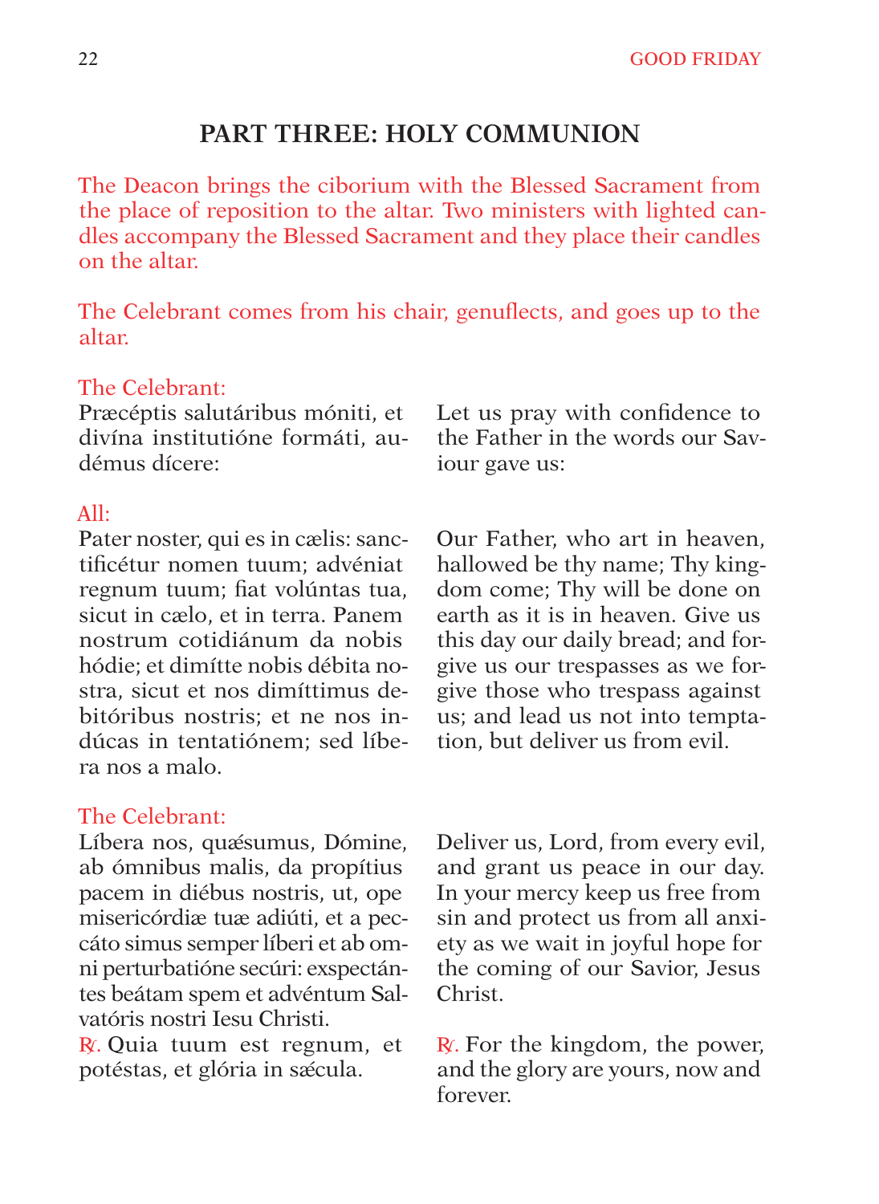## PART THREE: HOLY COMMUNION

The Deacon brings the ciborium with the Blessed Sacrament from the place of reposition to the altar. Two ministers with lighted candles accompany the Blessed Sacrament and they place their candles on the altar.

The Celebrant comes from his chair, genuflects, and goes up to the altar.

The Celebrant:

Præcéptis salutáribus móniti, et divína institutióne formáti, audémus dícere:

Let us pray with confidence to the Father in the words our Saviour gave us:

All:

Pater noster, qui es in cælis: sanctificétur nomen tuum; advéniat regnum tuum; fiat volúntas tua, sicut in cælo, et in terra. Panem nostrum cotidiánum da nobis hódie; et dimítte nobis débita nostra, sicut et nos dimíttimus debitóribus nostris; et ne nos indúcas in tentatiónem; sed líbera nos a malo.

Our Father, who art in heaven, hallowed be thy name; Thy kingdom come; Thy will be done on earth as it is in heaven. Give us this day our daily bread; and forgive us our trespasses as we forgive those who trespass against us; and lead us not into temptation, but deliver us from evil.

The Celebrant:

Líbera nos, quǽsumus, Dómine, ab ómnibus malis, da propítius pacem in diébus nostris, ut, ope misericórdiæ tuæ adiúti, et a peccáto simus semper líberi et ab omni perturbatióne secúri: exspectántes beátam spem et advéntum Salvatóris nostri Iesu Christi.

Deliver us, Lord, from every evil, and grant us peace in our day. In your mercy keep us free from sin and protect us from all anxiety as we wait in joyful hope for the coming of our Savior, Jesus Christ.

℟. Quia tuum est regnum, et potéstas, et glória in sǽcula.

℟. For the kingdom, the power, and the glory are yours, now and forever.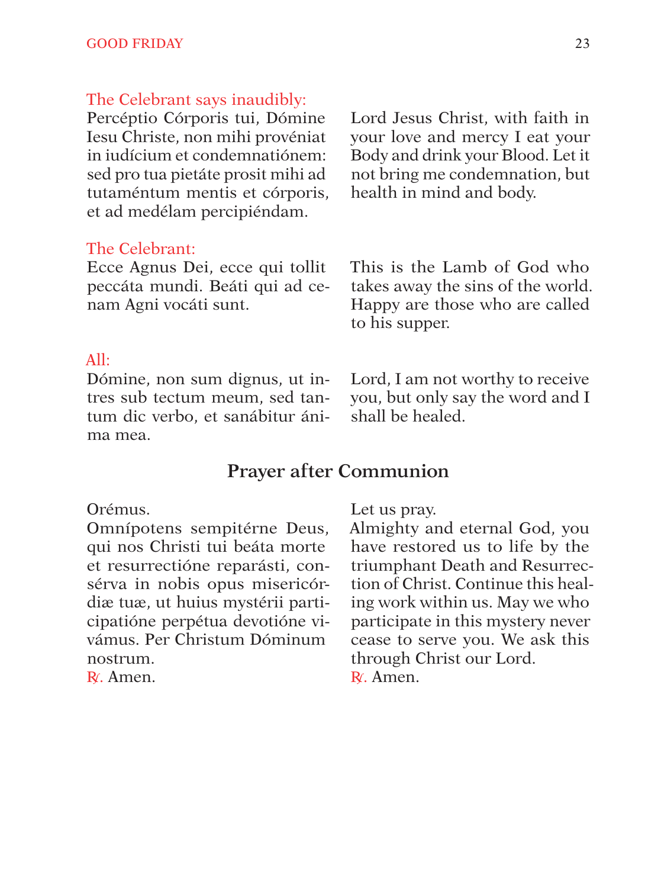*The Celebrant says inaudibly:*

Percéptio Córporis tui, Dómine Iesu Christe, non mihi provéniat in iudícium et condemnatiónem: sed pro tua pietáte prosit mihi ad tutaméntum mentis et córporis, et ad medélam percipiéndam.

Lord Jesus Christ, with faith in your love and mercy I eat your Body and drink your Blood. Let it not bring me condemnation, but health in mind and body.

*The Celebrant:*

Ecce Agnus Dei, ecce qui tollit peccáta mundi. Beáti qui ad cenam Agni vocáti sunt.

This is the Lamb of God who takes away the sins of the world. Happy are those who are called to his supper.

*All:*

Dómine, non sum dignus, ut intres sub tectum meum, sed tantum dic verbo, et sanábitur ánima mea.

Lord, I am not worthy to receive you, but only say the word and I shall be healed.

## Prayer after Communion

Orémus.
Omnípotens sempitérne Deus, qui nos Christi tui beáta morte et resurrectióne reparásti, consérva in nobis opus misericórdiæ tuæ, ut huius mystérii participatióne perpétua devotióne vivámus. Per Christum Dóminum nostrum.
℟. Amen.

Let us pray.
Almighty and eternal God, you have restored us to life by the triumphant Death and Resurrection of Christ. Continue this healing work within us. May we who participate in this mystery never cease to serve you. We ask this through Christ our Lord.
℟. Amen.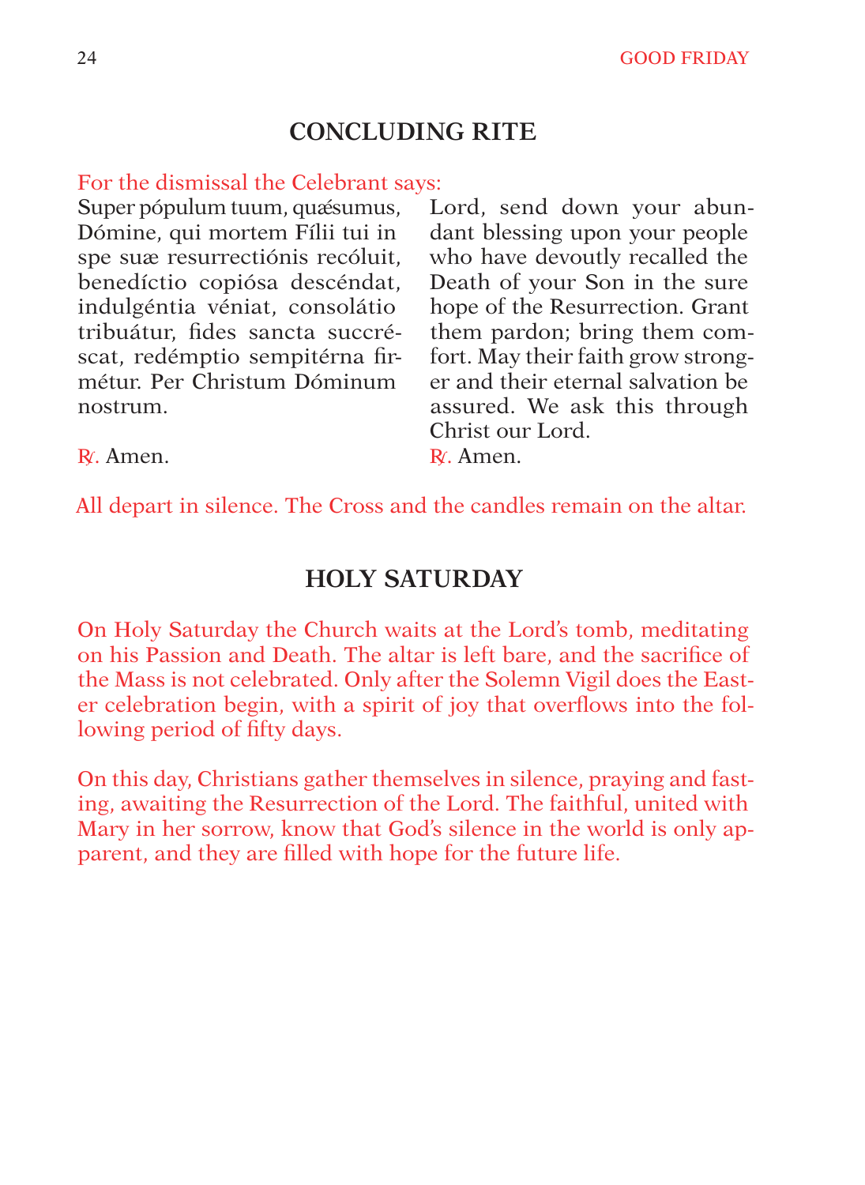## CONCLUDING RITE

For the dismissal the Celebrant says:

Super pópulum tuum, quǽsumus, Dómine, qui mortem Fílii tui in spe suæ resurrectiónis recóluit, benedíctio copiósa descéndat, indulgéntia véniat, consolátio tribuátur, fides sancta succréscat, redémptio sempitérna firmétur. Per Christum Dóminum nostrum.

℟. Amen.

Lord, send down your abundant blessing upon your people who have devoutly recalled the Death of your Son in the sure hope of the Resurrection. Grant them pardon; bring them comfort. May their faith grow stronger and their eternal salvation be assured. We ask this through Christ our Lord.

℟. Amen.

All depart in silence. The Cross and the candles remain on the altar.

## HOLY SATURDAY

On Holy Saturday the Church waits at the Lord's tomb, meditating on his Passion and Death. The altar is left bare, and the sacrifice of the Mass is not celebrated. Only after the Solemn Vigil does the Easter celebration begin, with a spirit of joy that overflows into the following period of fifty days.

On this day, Christians gather themselves in silence, praying and fasting, awaiting the Resurrection of the Lord. The faithful, united with Mary in her sorrow, know that God's silence in the world is only apparent, and they are filled with hope for the future life.